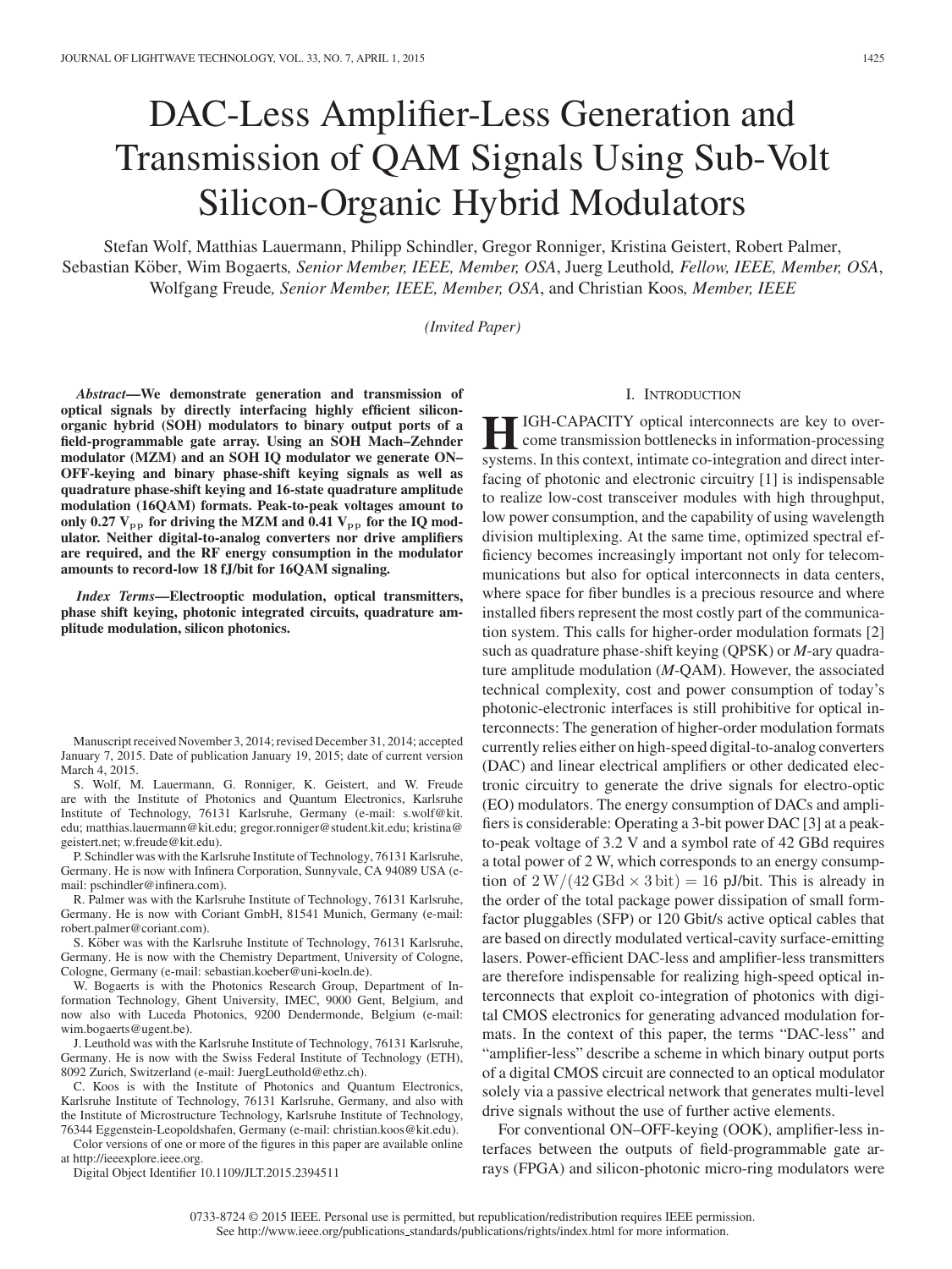# DAC-Less Amplifier-Less Generation and Transmission of QAM Signals Using Sub-Volt Silicon-Organic Hybrid Modulators

Stefan Wolf, Matthias Lauermann, Philipp Schindler, Gregor Ronniger, Kristina Geistert, Robert Palmer, Sebastian Köber, Wim Bogaerts, *Senior Member, IEEE, Member, OSA*, Juerg Leuthold, *Fellow, IEEE, Member, OSA*, Wolfgang Freude, *Senior Member, IEEE, Member, OSA*, and Christian Koos, *Member, IEEE*

*(Invited Paper)*

***Abstract*—We demonstrate generation and transmission of optical signals by directly interfacing highly efficient silicon-organic hybrid (SOH) modulators to binary output ports of a field-programmable gate array. Using an SOH Mach–Zehnder modulator (MZM) and an SOH IQ modulator we generate ON–OFF-keying and binary phase-shift keying signals as well as quadrature phase-shift keying and 16-state quadrature amplitude modulation (16QAM) formats. Peak-to-peak voltages amount to only 0.27 $V_{pp}$ for driving the MZM and 0.41 $V_{pp}$ for the IQ modulator. Neither digital-to-analog converters nor drive amplifiers are required, and the RF energy consumption in the modulator amounts to record-low 18 fJ/bit for 16QAM signaling.**

***Index Terms*—Electrooptic modulation, optical transmitters, phase shift keying, photonic integrated circuits, quadrature amplitude modulation, silicon photonics.**

Manuscript received November 3, 2014; revised December 31, 2014; accepted January 7, 2015. Date of publication January 19, 2015; date of current version March 4, 2015.

S. Wolf, M. Lauermann, G. Ronniger, K. Geistert, and W. Freude are with the Institute of Photonics and Quantum Electronics, Karlsruhe Institute of Technology, 76131 Karlsruhe, Germany (e-mail: s.wolf@kit.edu; matthias.lauermann@kit.edu; gregor.ronniger@student.kit.edu; kristina@geistert.net; w.freude@kit.edu).

P. Schindler was with the Karlsruhe Institute of Technology, 76131 Karlsruhe, Germany. He is now with Infinera Corporation, Sunnyvale, CA 94089 USA (e-mail: pschindler@infinera.com).

R. Palmer was with the Karlsruhe Institute of Technology, 76131 Karlsruhe, Germany. He is now with Coriant GmbH, 81541 Munich, Germany (e-mail: robert.palmer@coriant.com).

S. Köber was with the Karlsruhe Institute of Technology, 76131 Karlsruhe, Germany. He is now with the Chemistry Department, University of Cologne, Cologne, Germany (e-mail: sebastian.koeber@uni-koeln.de).

W. Bogaerts is with the Photonics Research Group, Department of Information Technology, Ghent University, IMEC, 9000 Gent, Belgium, and now also with Luceda Photonics, 9200 Dendermonde, Belgium (e-mail: wim.bogaerts@ugent.be).

J. Leuthold was with the Karlsruhe Institute of Technology, 76131 Karlsruhe, Germany. He is now with the Swiss Federal Institute of Technology (ETH), 8092 Zurich, Switzerland (e-mail: JuergLeuthold@ethz.ch).

C. Koos is with the Institute of Photonics and Quantum Electronics, Karlsruhe Institute of Technology, 76131 Karlsruhe, Germany, and also with the Institute of Microstructure Technology, Karlsruhe Institute of Technology, 76344 Eggenstein-Leopoldshafen, Germany (e-mail: christian.koos@kit.edu).

Color versions of one or more of the figures in this paper are available online at http://ieeexplore.ieee.org.

Digital Object Identifier 10.1109/JLT.2015.2394511

## I. Introduction

High-capacity optical interconnects are key to overcome transmission bottlenecks in information-processing systems. In this context, intimate co-integration and direct interfacing of photonic and electronic circuitry [1] is indispensable to realize low-cost transceiver modules with high throughput, low power consumption, and the capability of using wavelength division multiplexing. At the same time, optimized spectral efficiency becomes increasingly important not only for telecommunications but also for optical interconnects in data centers, where space for fiber bundles is a precious resource and where installed fibers represent the most costly part of the communication system. This calls for higher-order modulation formats [2] such as quadrature phase-shift keying (QPSK) or *M*-ary quadrature amplitude modulation (*M*-QAM). However, the associated technical complexity, cost and power consumption of today's photonic-electronic interfaces is still prohibitive for optical interconnects: The generation of higher-order modulation formats currently relies either on high-speed digital-to-analog converters (DAC) and linear electrical amplifiers or other dedicated electronic circuitry to generate the drive signals for electro-optic (EO) modulators. The energy consumption of DACs and amplifiers is considerable: Operating a 3-bit power DAC [3] at a peak-to-peak voltage of 3.2 V and a symbol rate of 42 GBd requires a total power of 2 W, which corresponds to an energy consumption of $2\,\mathrm{W}/(42\,\mathrm{GBd} \times 3\,\mathrm{bit}) = 16$ pJ/bit. This is already in the order of the total package power dissipation of small form-factor pluggables (SFP) or 120 Gbit/s active optical cables that are based on directly modulated vertical-cavity surface-emitting lasers. Power-efficient DAC-less and amplifier-less transmitters are therefore indispensable for realizing high-speed optical interconnects that exploit co-integration of photonics with digital CMOS electronics for generating advanced modulation formats. In the context of this paper, the terms "DAC-less" and "amplifier-less" describe a scheme in which binary output ports of a digital CMOS circuit are connected to an optical modulator solely via a passive electrical network that generates multi-level drive signals without the use of further active elements.

For conventional ON–OFF-keying (OOK), amplifier-less interfaces between the outputs of field-programmable gate arrays (FPGA) and silicon-photonic micro-ring modulators were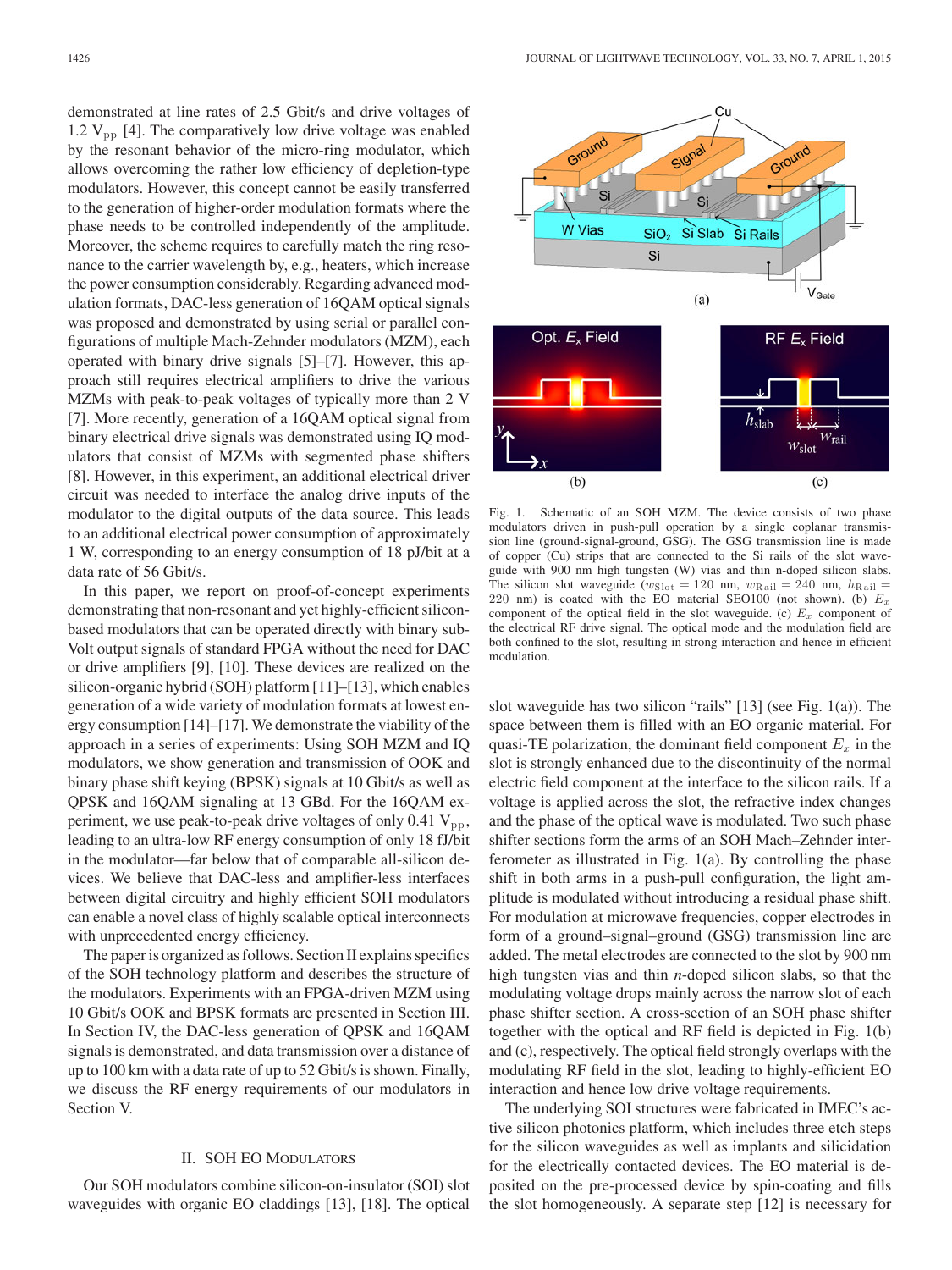demonstrated at line rates of 2.5 Gbit/s and drive voltages of 1.2 $V_{pp}$ [4]. The comparatively low drive voltage was enabled by the resonant behavior of the micro-ring modulator, which allows overcoming the rather low efficiency of depletion-type modulators. However, this concept cannot be easily transferred to the generation of higher-order modulation formats where the phase needs to be controlled independently of the amplitude. Moreover, the scheme requires to carefully match the ring resonance to the carrier wavelength by, e.g., heaters, which increase the power consumption considerably. Regarding advanced modulation formats, DAC-less generation of 16QAM optical signals was proposed and demonstrated by using serial or parallel configurations of multiple Mach-Zehnder modulators (MZM), each operated with binary drive signals [5]–[7]. However, this approach still requires electrical amplifiers to drive the various MZMs with peak-to-peak voltages of typically more than 2 V [7]. More recently, generation of a 16QAM optical signal from binary electrical drive signals was demonstrated using IQ modulators that consist of MZMs with segmented phase shifters [8]. However, in this experiment, an additional electrical driver circuit was needed to interface the analog drive inputs of the modulator to the digital outputs of the data source. This leads to an additional electrical power consumption of approximately 1 W, corresponding to an energy consumption of 18 pJ/bit at a data rate of 56 Gbit/s.

In this paper, we report on proof-of-concept experiments demonstrating that non-resonant and yet highly-efficient silicon-based modulators that can be operated directly with binary sub-Volt output signals of standard FPGA without the need for DAC or drive amplifiers [9], [10]. These devices are realized on the silicon-organic hybrid (SOH) platform [11]–[13], which enables generation of a wide variety of modulation formats at lowest energy consumption [14]–[17]. We demonstrate the viability of the approach in a series of experiments: Using SOH MZM and IQ modulators, we show generation and transmission of OOK and binary phase shift keying (BPSK) signals at 10 Gbit/s as well as QPSK and 16QAM signaling at 13 GBd. For the 16QAM experiment, we use peak-to-peak drive voltages of only 0.41 $V_{pp}$, leading to an ultra-low RF energy consumption of only 18 fJ/bit in the modulator—far below that of comparable all-silicon devices. We believe that DAC-less and amplifier-less interfaces between digital circuitry and highly efficient SOH modulators can enable a novel class of highly scalable optical interconnects with unprecedented energy efficiency.

The paper is organized as follows. Section II explains specifics of the SOH technology platform and describes the structure of the modulators. Experiments with an FPGA-driven MZM using 10 Gbit/s OOK and BPSK formats are presented in Section III. In Section IV, the DAC-less generation of QPSK and 16QAM signals is demonstrated, and data transmission over a distance of up to 100 km with a data rate of up to 52 Gbit/s is shown. Finally, we discuss the RF energy requirements of our modulators in Section V.

## II. SOH EO Modulators

Our SOH modulators combine silicon-on-insulator (SOI) slot waveguides with organic EO claddings [13], [18]. The optical slot waveguide has two silicon "rails" [13] (see Fig. 1(a)). The space between them is filled with an EO organic material. For quasi-TE polarization, the dominant field component $E_x$ in the slot is strongly enhanced due to the discontinuity of the normal electric field component at the interface to the silicon rails. If a voltage is applied across the slot, the refractive index changes and the phase of the optical wave is modulated. Two such phase shifter sections form the arms of an SOH Mach–Zehnder interferometer as illustrated in Fig. 1(a). By controlling the phase shift in both arms in a push-pull configuration, the light amplitude is modulated without introducing a residual phase shift. For modulation at microwave frequencies, copper electrodes in form of a ground–signal–ground (GSG) transmission line are added. The metal electrodes are connected to the slot by 900 nm high tungsten vias and thin $n$-doped silicon slabs, so that the modulating voltage drops mainly across the narrow slot of each phase shifter section. A cross-section of an SOH phase shifter together with the optical and RF field is depicted in Fig. 1(b) and (c), respectively. The optical field strongly overlaps with the modulating RF field in the slot, leading to highly-efficient EO interaction and hence low drive voltage requirements.

Fig. 1. Schematic of an SOH MZM. The device consists of two phase modulators driven in push-pull operation by a single coplanar transmission line (ground-signal-ground, GSG). The GSG transmission line is made of copper (Cu) strips that are connected to the Si rails of the slot waveguide with 900 nm high tungsten (W) vias and thin n-doped silicon slabs. The silicon slot waveguide ($w_{\mathrm{Slot}} = 120$ nm, $w_{\mathrm{Rail}} = 240$ nm, $h_{\mathrm{Rail}} = 220$ nm) is coated with the EO material SEO100 (not shown). (b) $E_x$ component of the optical field in the slot waveguide. (c) $E_x$ component of the electrical RF drive signal. The optical mode and the modulation field are both confined to the slot, resulting in strong interaction and hence in efficient modulation.

The underlying SOI structures were fabricated in IMEC's active silicon photonics platform, which includes three etch steps for the silicon waveguides as well as implants and silicidation for the electrically contacted devices. The EO material is deposited on the pre-processed device by spin-coating and fills the slot homogeneously. A separate step [12] is necessary for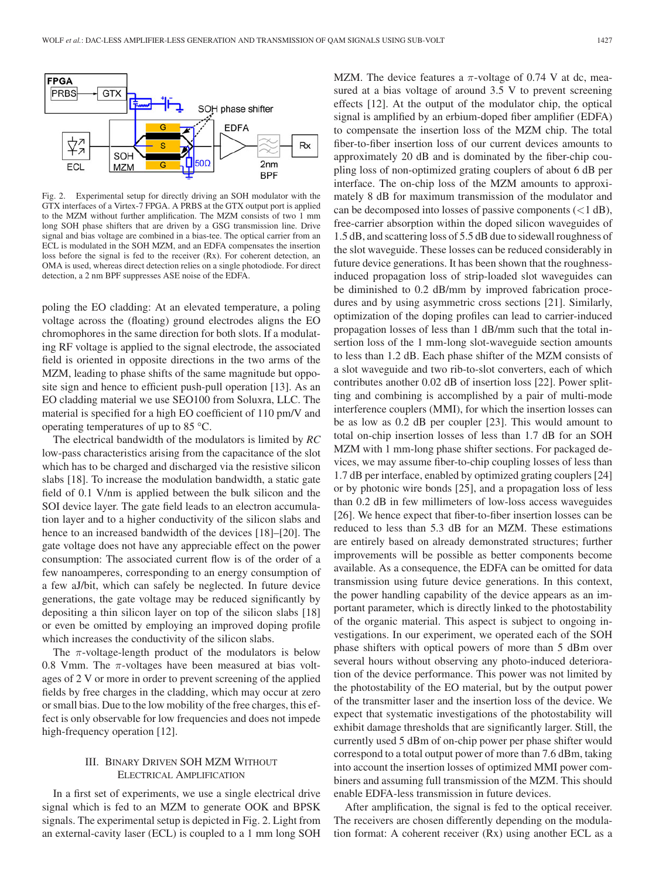Fig. 2. Experimental setup for directly driving an SOH modulator with the GTX interfaces of a Virtex-7 FPGA. A PRBS at the GTX output port is applied to the MZM without further amplification. The MZM consists of two 1 mm long SOH phase shifters that are driven by a GSG transmission line. Drive signal and bias voltage are combined in a bias-tee. The optical carrier from an ECL is modulated in the SOH MZM, and an EDFA compensates the insertion loss before the signal is fed to the receiver (Rx). For coherent detection, an OMA is used, whereas direct detection relies on a single photodiode. For direct detection, a 2 nm BPF suppresses ASE noise of the EDFA.

poling the EO cladding: At an elevated temperature, a poling voltage across the (floating) ground electrodes aligns the EO chromophores in the same direction for both slots. If a modulating RF voltage is applied to the signal electrode, the associated field is oriented in opposite directions in the two arms of the MZM, leading to phase shifts of the same magnitude but opposite sign and hence to efficient push-pull operation [13]. As an EO cladding material we use SEO100 from Soluxra, LLC. The material is specified for a high EO coefficient of 110 pm/V and operating temperatures of up to 85 °C.

The electrical bandwidth of the modulators is limited by *RC* low-pass characteristics arising from the capacitance of the slot which has to be charged and discharged via the resistive silicon slabs [18]. To increase the modulation bandwidth, a static gate field of 0.1 V/nm is applied between the bulk silicon and the SOI device layer. The gate field leads to an electron accumulation layer and to a higher conductivity of the silicon slabs and hence to an increased bandwidth of the devices [18]–[20]. The gate voltage does not have any appreciable effect on the power consumption: The associated current flow is of the order of a few nanoamperes, corresponding to an energy consumption of a few aJ/bit, which can safely be neglected. In future device generations, the gate voltage may be reduced significantly by depositing a thin silicon layer on top of the silicon slabs [18] or even be omitted by employing an improved doping profile which increases the conductivity of the silicon slabs.

The $\pi$-voltage-length product of the modulators is below 0.8 Vmm. The $\pi$-voltages have been measured at bias voltages of 2 V or more in order to prevent screening of the applied fields by free charges in the cladding, which may occur at zero or small bias. Due to the low mobility of the free charges, this effect is only observable for low frequencies and does not impede high-frequency operation [12].

## III. Binary Driven SOH MZM Without Electrical Amplification

In a first set of experiments, we use a single electrical drive signal which is fed to an MZM to generate OOK and BPSK signals. The experimental setup is depicted in Fig. 2. Light from an external-cavity laser (ECL) is coupled to a 1 mm long SOH MZM. The device features a $\pi$-voltage of 0.74 V at dc, measured at a bias voltage of around 3.5 V to prevent screening effects [12]. At the output of the modulator chip, the optical signal is amplified by an erbium-doped fiber amplifier (EDFA) to compensate the insertion loss of the MZM chip. The total fiber-to-fiber insertion loss of our current devices amounts to approximately 20 dB and is dominated by the fiber-chip coupling loss of non-optimized grating couplers of about 6 dB per interface. The on-chip loss of the MZM amounts to approximately 8 dB for maximum transmission of the modulator and can be decomposed into losses of passive components (<1 dB), free-carrier absorption within the doped silicon waveguides of 1.5 dB, and scattering loss of 5.5 dB due to sidewall roughness of the slot waveguide. These losses can be reduced considerably in future device generations. It has been shown that the roughness-induced propagation loss of strip-loaded slot waveguides can be diminished to 0.2 dB/mm by improved fabrication procedures and by using asymmetric cross sections [21]. Similarly, optimization of the doping profiles can lead to carrier-induced propagation losses of less than 1 dB/mm such that the total insertion loss of the 1 mm-long slot-waveguide section amounts to less than 1.2 dB. Each phase shifter of the MZM consists of a slot waveguide and two rib-to-slot converters, each of which contributes another 0.02 dB of insertion loss [22]. Power splitting and combining is accomplished by a pair of multi-mode interference couplers (MMI), for which the insertion losses can be as low as 0.2 dB per coupler [23]. This would amount to total on-chip insertion losses of less than 1.7 dB for an SOH MZM with 1 mm-long phase shifter sections. For packaged devices, we may assume fiber-to-chip coupling losses of less than 1.7 dB per interface, enabled by optimized grating couplers [24] or by photonic wire bonds [25], and a propagation loss of less than 0.2 dB in few millimeters of low-loss access waveguides [26]. We hence expect that fiber-to-fiber insertion losses can be reduced to less than 5.3 dB for an MZM. These estimations are entirely based on already demonstrated structures; further improvements will be possible as better components become available. As a consequence, the EDFA can be omitted for data transmission using future device generations. In this context, the power handling capability of the device appears as an important parameter, which is directly linked to the photostability of the organic material. This aspect is subject to ongoing investigations. In our experiment, we operated each of the SOH phase shifters with optical powers of more than 5 dBm over several hours without observing any photo-induced deterioration of the device performance. This power was not limited by the photostability of the EO material, but by the output power of the transmitter laser and the insertion loss of the device. We expect that systematic investigations of the photostability will exhibit damage thresholds that are significantly larger. Still, the currently used 5 dBm of on-chip power per phase shifter would correspond to a total output power of more than 7.6 dBm, taking into account the insertion losses of optimized MMI power combiners and assuming full transmission of the MZM. This should enable EDFA-less transmission in future devices.

After amplification, the signal is fed to the optical receiver. The receivers are chosen differently depending on the modulation format: A coherent receiver (Rx) using another ECL as a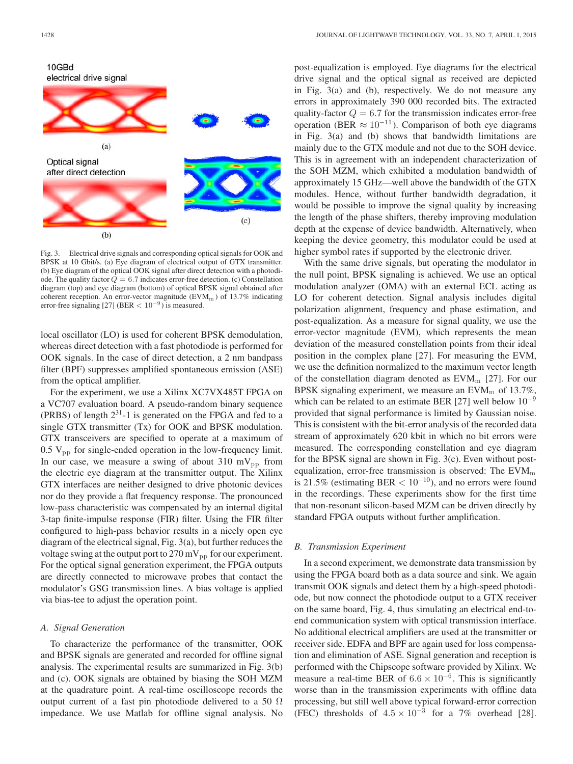Fig. 3. Electrical drive signals and corresponding optical signals for OOK and BPSK at 10 Gbit/s. (a) Eye diagram of electrical output of GTX transmitter. (b) Eye diagram of the optical OOK signal after direct detection with a photodiode. The quality factor $Q = 6.7$ indicates error-free detection. (c) Constellation diagram (top) and eye diagram (bottom) of optical BPSK signal obtained after coherent reception. An error-vector magnitude ($\mathrm{EVM_m}$) of 13.7% indicating error-free signaling [27] ($\mathrm{BER} < 10^{-9}$) is measured.

local oscillator (LO) is used for coherent BPSK demodulation, whereas direct detection with a fast photodiode is performed for OOK signals. In the case of direct detection, a 2 nm bandpass filter (BPF) suppresses amplified spontaneous emission (ASE) from the optical amplifier.

For the experiment, we use a Xilinx XC7VX485T FPGA on a VC707 evaluation board. A pseudo-random binary sequence (PRBS) of length $2^{31}$-1 is generated on the FPGA and fed to a single GTX transmitter (Tx) for OOK and BPSK modulation. GTX transceivers are specified to operate at a maximum of 0.5 $\mathrm{V_{pp}}$ for single-ended operation in the low-frequency limit. In our case, we measure a swing of about 310 $\mathrm{mV_{pp}}$ from the electric eye diagram at the transmitter output. The Xilinx GTX interfaces are neither designed to drive photonic devices nor do they provide a flat frequency response. The pronounced low-pass characteristic was compensated by an internal digital 3-tap finite-impulse response (FIR) filter. Using the FIR filter configured to high-pass behavior results in a nicely open eye diagram of the electrical signal, Fig. 3(a), but further reduces the voltage swing at the output port to 270 $\mathrm{mV_{pp}}$ for our experiment. For the optical signal generation experiment, the FPGA outputs are directly connected to microwave probes that contact the modulator's GSG transmission lines. A bias voltage is applied via bias-tee to adjust the operation point.

### *A. Signal Generation*

To characterize the performance of the transmitter, OOK and BPSK signals are generated and recorded for offline signal analysis. The experimental results are summarized in Fig. 3(b) and (c). OOK signals are obtained by biasing the SOH MZM at the quadrature point. A real-time oscilloscope records the output current of a fast pin photodiode delivered to a 50 Ω impedance. We use Matlab for offline signal analysis. No post-equalization is employed. Eye diagrams for the electrical drive signal and the optical signal as received are depicted in Fig. 3(a) and (b), respectively. We do not measure any errors in approximately 390 000 recorded bits. The extracted quality-factor $Q = 6.7$ for the transmission indicates error-free operation ($\mathrm{BER} \approx 10^{-11}$). Comparison of both eye diagrams in Fig. 3(a) and (b) shows that bandwidth limitations are mainly due to the GTX module and not due to the SOH device. This is in agreement with an independent characterization of the SOH MZM, which exhibited a modulation bandwidth of approximately 15 GHz—well above the bandwidth of the GTX modules. Hence, without further bandwidth degradation, it would be possible to improve the signal quality by increasing the length of the phase shifters, thereby improving modulation depth at the expense of device bandwidth. Alternatively, when keeping the device geometry, this modulator could be used at higher symbol rates if supported by the electronic driver.

With the same drive signals, but operating the modulator in the null point, BPSK signaling is achieved. We use an optical modulation analyzer (OMA) with an external ECL acting as LO for coherent detection. Signal analysis includes digital polarization alignment, frequency and phase estimation, and post-equalization. As a measure for signal quality, we use the error-vector magnitude (EVM), which represents the mean deviation of the measured constellation points from their ideal position in the complex plane [27]. For measuring the EVM, we use the definition normalized to the maximum vector length of the constellation diagram denoted as $\mathrm{EVM_m}$ [27]. For our BPSK signaling experiment, we measure an $\mathrm{EVM_m}$ of 13.7%, which can be related to an estimate BER [27] well below $10^{-9}$ provided that signal performance is limited by Gaussian noise. This is consistent with the bit-error analysis of the recorded data stream of approximately 620 kbit in which no bit errors were measured. The corresponding constellation and eye diagram for the BPSK signal are shown in Fig. 3(c). Even without post-equalization, error-free transmission is observed: The $\mathrm{EVM_m}$ is 21.5% (estimating $\mathrm{BER} < 10^{-10}$), and no errors were found in the recordings. These experiments show for the first time that non-resonant silicon-based MZM can be driven directly by standard FPGA outputs without further amplification.

### *B. Transmission Experiment*

In a second experiment, we demonstrate data transmission by using the FPGA board both as a data source and sink. We again transmit OOK signals and detect them by a high-speed photodiode, but now connect the photodiode output to a GTX receiver on the same board, Fig. 4, thus simulating an electrical end-to-end communication system with optical transmission interface. No additional electrical amplifiers are used at the transmitter or receiver side. EDFA and BPF are again used for loss compensation and elimination of ASE. Signal generation and reception is performed with the Chipscope software provided by Xilinx. We measure a real-time BER of $6.6 \times 10^{-6}$. This is significantly worse than in the transmission experiments with offline data processing, but still well above typical forward-error correction (FEC) thresholds of $4.5 \times 10^{-3}$ for a 7% overhead [28].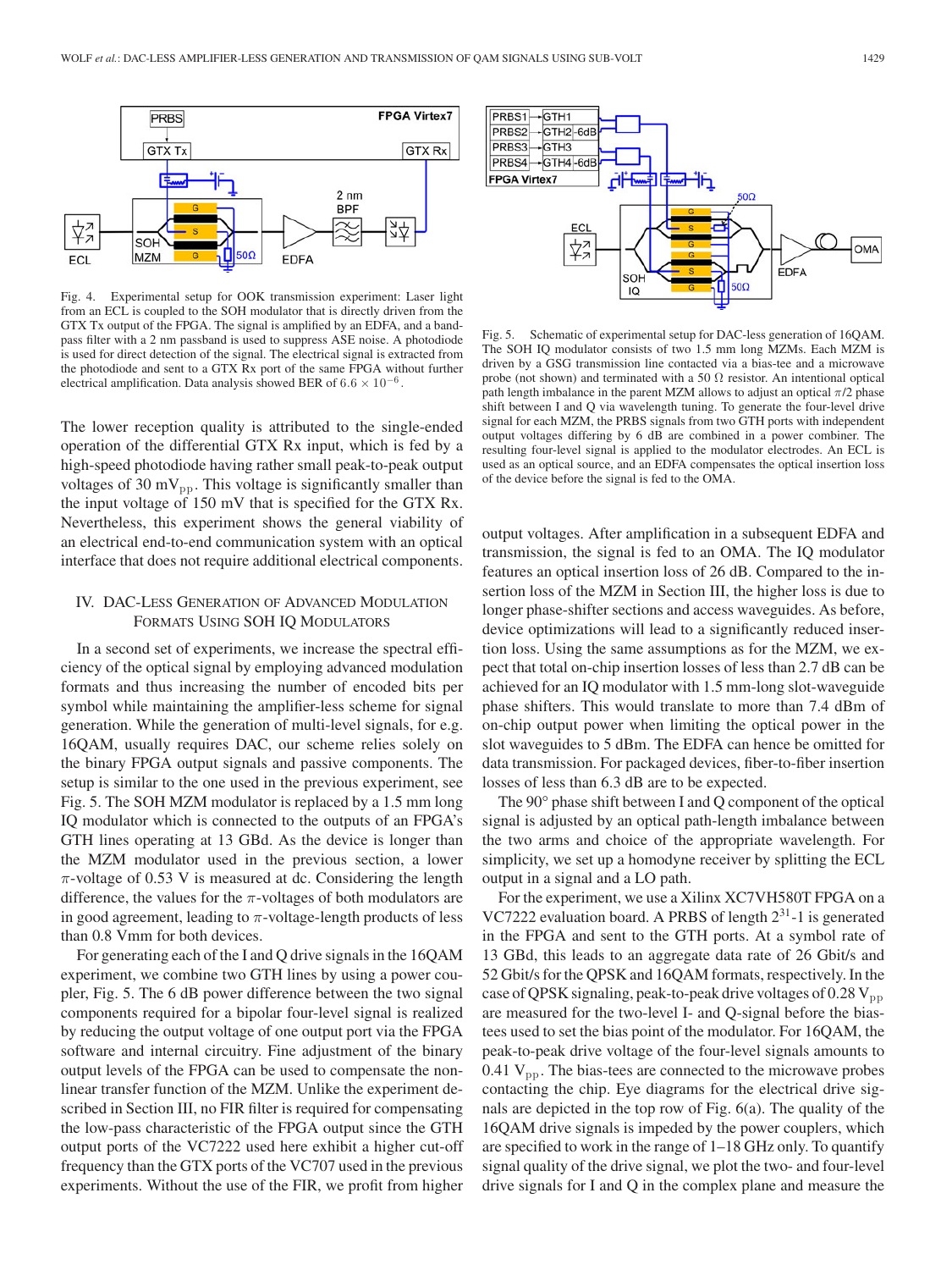Fig. 4. Experimental setup for OOK transmission experiment: Laser light from an ECL is coupled to the SOH modulator that is directly driven from the GTX Tx output of the FPGA. The signal is amplified by an EDFA, and a bandpass filter with a 2 nm passband is used to suppress ASE noise. A photodiode is used for direct detection of the signal. The electrical signal is extracted from the photodiode and sent to a GTX Rx port of the same FPGA without further electrical amplification. Data analysis showed BER of $6.6 \times 10^{-6}$.

The lower reception quality is attributed to the single-ended operation of the differential GTX Rx input, which is fed by a high-speed photodiode having rather small peak-to-peak output voltages of 30 $\text{mV}_{\text{pp}}$. This voltage is significantly smaller than the input voltage of 150 mV that is specified for the GTX Rx. Nevertheless, this experiment shows the general viability of an electrical end-to-end communication system with an optical interface that does not require additional electrical components.

## IV. DAC-Less Generation of Advanced Modulation Formats Using SOH IQ Modulators

In a second set of experiments, we increase the spectral efficiency of the optical signal by employing advanced modulation formats and thus increasing the number of encoded bits per symbol while maintaining the amplifier-less scheme for signal generation. While the generation of multi-level signals, for e.g. 16QAM, usually requires DAC, our scheme relies solely on the binary FPGA output signals and passive components. The setup is similar to the one used in the previous experiment, see Fig. 5. The SOH MZM modulator is replaced by a 1.5 mm long IQ modulator which is connected to the outputs of an FPGA's GTH lines operating at 13 GBd. As the device is longer than the MZM modulator used in the previous section, a lower $\pi$-voltage of 0.53 V is measured at dc. Considering the length difference, the values for the $\pi$-voltages of both modulators are in good agreement, leading to $\pi$-voltage-length products of less than 0.8 Vmm for both devices.

For generating each of the I and Q drive signals in the 16QAM experiment, we combine two GTH lines by using a power coupler, Fig. 5. The 6 dB power difference between the two signal components required for a bipolar four-level signal is realized by reducing the output voltage of one output port via the FPGA software and internal circuitry. Fine adjustment of the binary output levels of the FPGA can be used to compensate the nonlinear transfer function of the MZM. Unlike the experiment described in Section III, no FIR filter is required for compensating the low-pass characteristic of the FPGA output since the GTH output ports of the VC7222 used here exhibit a higher cut-off frequency than the GTX ports of the VC707 used in the previous experiments. Without the use of the FIR, we profit from higher output voltages. After amplification in a subsequent EDFA and transmission, the signal is fed to an OMA. The IQ modulator features an optical insertion loss of 26 dB. Compared to the insertion loss of the MZM in Section III, the higher loss is due to longer phase-shifter sections and access waveguides. As before, device optimizations will lead to a significantly reduced insertion loss. Using the same assumptions as for the MZM, we expect that total on-chip insertion losses of less than 2.7 dB can be achieved for an IQ modulator with 1.5 mm-long slot-waveguide phase shifters. This would translate to more than 7.4 dBm of on-chip output power when limiting the optical power in the slot waveguides to 5 dBm. The EDFA can hence be omitted for data transmission. For packaged devices, fiber-to-fiber insertion losses of less than 6.3 dB are to be expected.

Fig. 5. Schematic of experimental setup for DAC-less generation of 16QAM. The SOH IQ modulator consists of two 1.5 mm long MZMs. Each MZM is driven by a GSG transmission line contacted via a bias-tee and a microwave probe (not shown) and terminated with a 50 Ω resistor. An intentional optical path length imbalance in the parent MZM allows to adjust an optical $\pi/2$ phase shift between I and Q via wavelength tuning. To generate the four-level drive signal for each MZM, the PRBS signals from two GTH ports with independent output voltages differing by 6 dB are combined in a power combiner. The resulting four-level signal is applied to the modulator electrodes. An ECL is used as an optical source, and an EDFA compensates the optical insertion loss of the device before the signal is fed to the OMA.

The 90° phase shift between I and Q component of the optical signal is adjusted by an optical path-length imbalance between the two arms and choice of the appropriate wavelength. For simplicity, we set up a homodyne receiver by splitting the ECL output in a signal and a LO path.

For the experiment, we use a Xilinx XC7VH580T FPGA on a VC7222 evaluation board. A PRBS of length $2^{31}$-1 is generated in the FPGA and sent to the GTH ports. At a symbol rate of 13 GBd, this leads to an aggregate data rate of 26 Gbit/s and 52 Gbit/s for the QPSK and 16QAM formats, respectively. In the case of QPSK signaling, peak-to-peak drive voltages of 0.28 $\text{V}_{\text{pp}}$ are measured for the two-level I- and Q-signal before the bias-tees used to set the bias point of the modulator. For 16QAM, the peak-to-peak drive voltage of the four-level signals amounts to 0.41 $\text{V}_{\text{pp}}$. The bias-tees are connected to the microwave probes contacting the chip. Eye diagrams for the electrical drive signals are depicted in the top row of Fig. 6(a). The quality of the 16QAM drive signals is impeded by the power couplers, which are specified to work in the range of 1–18 GHz only. To quantify signal quality of the drive signal, we plot the two- and four-level drive signals for I and Q in the complex plane and measure the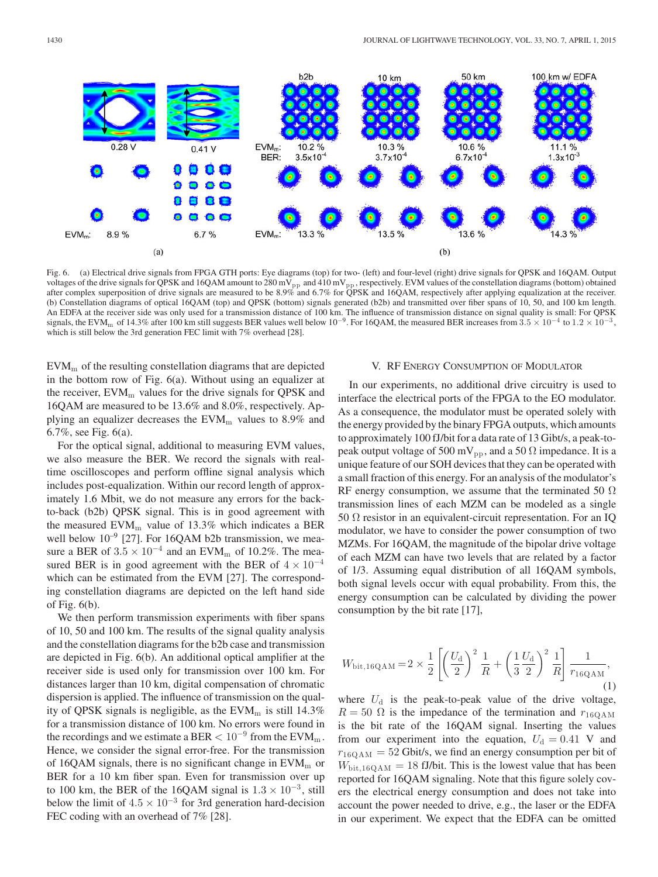Fig. 6. (a) Electrical drive signals from FPGA GTH ports: Eye diagrams (top) for two- (left) and four-level (right) drive signals for QPSK and 16QAM. Output voltages of the drive signals for QPSK and 16QAM amount to 280 $\text{mV}_{\text{pp}}$ and 410 $\text{mV}_{\text{pp}}$, respectively. EVM values of the constellation diagrams (bottom) obtained after complex superposition of drive signals are measured to be 8.9% and 6.7% for QPSK and 16QAM, respectively after applying equalization at the receiver. (b) Constellation diagrams of optical 16QAM (top) and QPSK (bottom) signals generated (b2b) and transmitted over fiber spans of 10, 50, and 100 km length. An EDFA at the receiver side was only used for a transmission distance of 100 km. The influence of transmission distance on signal quality is small: For QPSK signals, the $\text{EVM}_{\text{m}}$ of 14.3% after 100 km still suggests BER values well below $10^{-9}$. For 16QAM, the measured BER increases from $3.5 \times 10^{-4}$ to $1.2 \times 10^{-3}$, which is still below the 3rd generation FEC limit with 7% overhead [28].

$\text{EVM}_{\text{m}}$ of the resulting constellation diagrams that are depicted in the bottom row of Fig. 6(a). Without using an equalizer at the receiver, $\text{EVM}_{\text{m}}$ values for the drive signals for QPSK and 16QAM are measured to be 13.6% and 8.0%, respectively. Applying an equalizer decreases the $\text{EVM}_{\text{m}}$ values to 8.9% and 6.7%, see Fig. 6(a).

For the optical signal, additional to measuring EVM values, we also measure the BER. We record the signals with real-time oscilloscopes and perform offline signal analysis which includes post-equalization. Within our record length of approximately 1.6 Mbit, we do not measure any errors for the back-to-back (b2b) QPSK signal. This is in good agreement with the measured $\text{EVM}_{\text{m}}$ value of 13.3% which indicates a BER well below $10^{-9}$ [27]. For 16QAM b2b transmission, we measure a BER of $3.5 \times 10^{-4}$ and an $\text{EVM}_{\text{m}}$ of 10.2%. The measured BER is in good agreement with the BER of $4 \times 10^{-4}$ which can be estimated from the EVM [27]. The corresponding constellation diagrams are depicted on the left hand side of Fig. 6(b).

We then perform transmission experiments with fiber spans of 10, 50 and 100 km. The results of the signal quality analysis and the constellation diagrams for the b2b case and transmission are depicted in Fig. 6(b). An additional optical amplifier at the receiver side is used only for transmission over 100 km. For distances larger than 10 km, digital compensation of chromatic dispersion is applied. The influence of transmission on the quality of QPSK signals is negligible, as the $\text{EVM}_{\text{m}}$ is still 14.3% for a transmission distance of 100 km. No errors were found in the recordings and we estimate a BER $< 10^{-9}$ from the $\text{EVM}_{\text{m}}$. Hence, we consider the signal error-free. For the transmission of 16QAM signals, there is no significant change in $\text{EVM}_{\text{m}}$ or BER for a 10 km fiber span. Even for transmission over up to 100 km, the BER of the 16QAM signal is $1.3 \times 10^{-3}$, still below the limit of $4.5 \times 10^{-3}$ for 3rd generation hard-decision FEC coding with an overhead of 7% [28].

## V. RF Energy Consumption of Modulator

In our experiments, no additional drive circuitry is used to interface the electrical ports of the FPGA to the EO modulator. As a consequence, the modulator must be operated solely with the energy provided by the binary FPGA outputs, which amounts to approximately 100 fJ/bit for a data rate of 13 Gibt/s, a peak-to-peak output voltage of 500 $\text{mV}_{\text{pp}}$, and a 50 Ω impedance. It is a unique feature of our SOH devices that they can be operated with a small fraction of this energy. For an analysis of the modulator's RF energy consumption, we assume that the terminated 50 Ω transmission lines of each MZM can be modeled as a single 50 Ω resistor in an equivalent-circuit representation. For an IQ modulator, we have to consider the power consumption of two MZMs. For 16QAM, the magnitude of the bipolar drive voltage of each MZM can have two levels that are related by a factor of 1/3. Assuming equal distribution of all 16QAM symbols, both signal levels occur with equal probability. From this, the energy consumption can be calculated by dividing the power consumption by the bit rate [17],

$$W_{\text{bit,16QAM}} = 2 \times \frac{1}{2}\left[\left(\frac{U_{\text{d}}}{2}\right)^2 \frac{1}{R} + \left(\frac{1}{3}\frac{U_{\text{d}}}{2}\right)^2 \frac{1}{R}\right] \frac{1}{r_{\text{16QAM}}}, \tag{1}$$

where $U_{\text{d}}$ is the peak-to-peak value of the drive voltage, $R = 50$ Ω is the impedance of the termination and $r_{\text{16QAM}}$ is the bit rate of the 16QAM signal. Inserting the values from our experiment into the equation, $U_{\text{d}} = 0.41$ V and $r_{\text{16QAM}} = 52$ Gbit/s, we find an energy consumption per bit of $W_{\text{bit,16QAM}} = 18$ fJ/bit. This is the lowest value that has been reported for 16QAM signaling. Note that this figure solely covers the electrical energy consumption and does not take into account the power needed to drive, e.g., the laser or the EDFA in our experiment. We expect that the EDFA can be omitted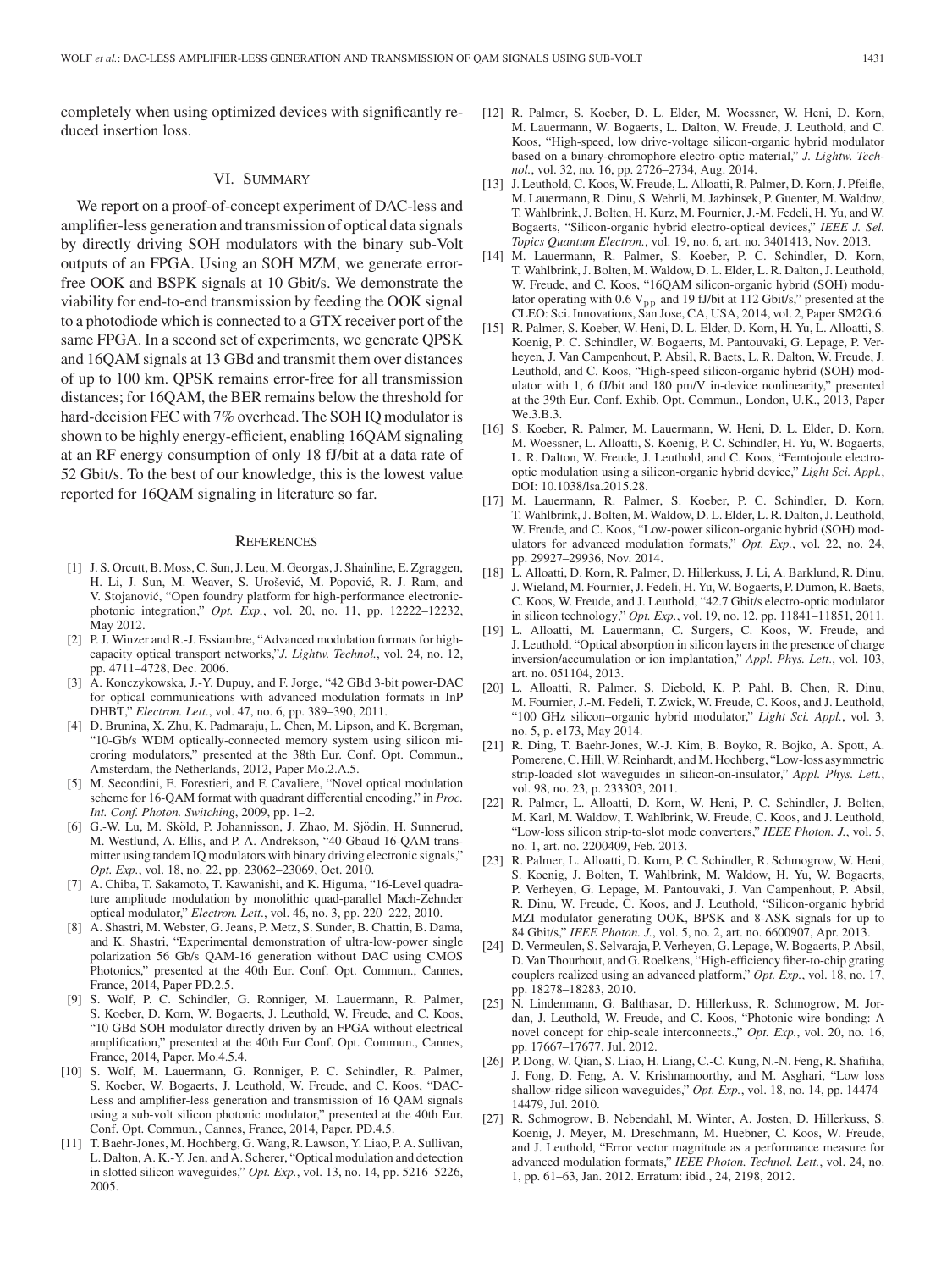completely when using optimized devices with significantly reduced insertion loss.

## VI. Summary

We report on a proof-of-concept experiment of DAC-less and amplifier-less generation and transmission of optical data signals by directly driving SOH modulators with the binary sub-Volt outputs of an FPGA. Using an SOH MZM, we generate error-free OOK and BSPK signals at 10 Gbit/s. We demonstrate the viability for end-to-end transmission by feeding the OOK signal to a photodiode which is connected to a GTX receiver port of the same FPGA. In a second set of experiments, we generate QPSK and 16QAM signals at 13 GBd and transmit them over distances of up to 100 km. QPSK remains error-free for all transmission distances; for 16QAM, the BER remains below the threshold for hard-decision FEC with 7% overhead. The SOH IQ modulator is shown to be highly energy-efficient, enabling 16QAM signaling at an RF energy consumption of only 18 fJ/bit at a data rate of 52 Gbit/s. To the best of our knowledge, this is the lowest value reported for 16QAM signaling in literature so far.

## References

[1] J. S. Orcutt, B. Moss, C. Sun, J. Leu, M. Georgas, J. Shainline, E. Zgraggen, H. Li, J. Sun, M. Weaver, S. Urošević, M. Popović, R. J. Ram, and V. Stojanović, "Open foundry platform for high-performance electronic-photonic integration," *Opt. Exp.*, vol. 20, no. 11, pp. 12222–12232, May 2012.

[2] P. J. Winzer and R.-J. Essiambre, "Advanced modulation formats for high-capacity optical transport networks,"*J. Lightw. Technol.*, vol. 24, no. 12, pp. 4711–4728, Dec. 2006.

[3] A. Konczykowska, J.-Y. Dupuy, and F. Jorge, "42 GBd 3-bit power-DAC for optical communications with advanced modulation formats in InP DHBT," *Electron. Lett.*, vol. 47, no. 6, pp. 389–390, 2011.

[4] D. Brunina, X. Zhu, K. Padmaraju, L. Chen, M. Lipson, and K. Bergman, "10-Gb/s WDM optically-connected memory system using silicon microring modulators," presented at the 38th Eur. Conf. Opt. Commun., Amsterdam, the Netherlands, 2012, Paper Mo.2.A.5.

[5] M. Secondini, E. Forestieri, and F. Cavaliere, "Novel optical modulation scheme for 16-QAM format with quadrant differential encoding," in *Proc. Int. Conf. Photon. Switching*, 2009, pp. 1–2.

[6] G.-W. Lu, M. Sköld, P. Johannisson, J. Zhao, M. Sjödin, H. Sunnerud, M. Westlund, A. Ellis, and P. A. Andrekson, "40-Gbaud 16-QAM transmitter using tandem IQ modulators with binary driving electronic signals," *Opt. Exp.*, vol. 18, no. 22, pp. 23062–23069, Oct. 2010.

[7] A. Chiba, T. Sakamoto, T. Kawanishi, and K. Higuma, "16-Level quadrature amplitude modulation by monolithic quad-parallel Mach-Zehnder optical modulator," *Electron. Lett.*, vol. 46, no. 3, pp. 220–222, 2010.

[8] A. Shastri, M. Webster, G. Jeans, P. Metz, S. Sunder, B. Chattin, B. Dama, and K. Shastri, "Experimental demonstration of ultra-low-power single polarization 56 Gb/s QAM-16 generation without DAC using CMOS Photonics," presented at the 40th Eur. Conf. Opt. Commun., Cannes, France, 2014, Paper PD.2.5.

[9] S. Wolf, P. C. Schindler, G. Ronniger, M. Lauermann, R. Palmer, S. Koeber, D. Korn, W. Bogaerts, J. Leuthold, W. Freude, and C. Koos, "10 GBd SOH modulator directly driven by an FPGA without electrical amplification," presented at the 40th Eur Conf. Opt. Commun., Cannes, France, 2014, Paper. Mo.4.5.4.

[10] S. Wolf, M. Lauermann, G. Ronniger, P. C. Schindler, R. Palmer, S. Koeber, W. Bogaerts, J. Leuthold, W. Freude, and C. Koos, "DAC-Less and amplifier-less generation and transmission of 16 QAM signals using a sub-volt silicon photonic modulator," presented at the 40th Eur. Conf. Opt. Commun., Cannes, France, 2014, Paper. PD.4.5.

[11] T. Baehr-Jones, M. Hochberg, G. Wang, R. Lawson, Y. Liao, P. A. Sullivan, L. Dalton, A. K.-Y. Jen, and A. Scherer, "Optical modulation and detection in slotted silicon waveguides," *Opt. Exp.*, vol. 13, no. 14, pp. 5216–5226, 2005.

[12] R. Palmer, S. Koeber, D. L. Elder, M. Woessner, W. Heni, D. Korn, M. Lauermann, W. Bogaerts, L. Dalton, W. Freude, J. Leuthold, and C. Koos, "High-speed, low drive-voltage silicon-organic hybrid modulator based on a binary-chromophore electro-optic material," *J. Lightw. Technol.*, vol. 32, no. 16, pp. 2726–2734, Aug. 2014.

[13] J. Leuthold, C. Koos, W. Freude, L. Alloatti, R. Palmer, D. Korn, J. Pfeifle, M. Lauermann, R. Dinu, S. Wehrli, M. Jazbinsek, P. Guenter, M. Waldow, T. Wahlbrink, J. Bolten, H. Kurz, M. Fournier, J.-M. Fedeli, H. Yu, and W. Bogaerts, "Silicon-organic hybrid electro-optical devices," *IEEE J. Sel. Topics Quantum Electron.*, vol. 19, no. 6, art. no. 3401413, Nov. 2013.

[14] M. Lauermann, R. Palmer, S. Koeber, P. C. Schindler, D. Korn, T. Wahlbrink, J. Bolten, M. Waldow, D. L. Elder, L. R. Dalton, J. Leuthold, W. Freude, and C. Koos, "16QAM silicon-organic hybrid (SOH) modulator operating with 0.6 $V_{pp}$ and 19 fJ/bit at 112 Gbit/s," presented at the CLEO: Sci. Innovations, San Jose, CA, USA, 2014, vol. 2, Paper SM2G.6.

[15] R. Palmer, S. Koeber, W. Heni, D. L. Elder, D. Korn, H. Yu, L. Alloatti, S. Koenig, P. C. Schindler, W. Bogaerts, M. Pantouvaki, G. Lepage, P. Verheyen, J. Van Campenhout, P. Absil, R. Baets, L. R. Dalton, W. Freude, J. Leuthold, and C. Koos, "High-speed silicon-organic hybrid (SOH) modulator with 1, 6 fJ/bit and 180 pm/V in-device nonlinearity," presented at the 39th Eur. Conf. Exhib. Opt. Commun., London, U.K., 2013, Paper We.3.B.3.

[16] S. Koeber, R. Palmer, M. Lauermann, W. Heni, D. L. Elder, D. Korn, M. Woessner, L. Alloatti, S. Koenig, P. C. Schindler, H. Yu, W. Bogaerts, L. R. Dalton, W. Freude, J. Leuthold, and C. Koos, "Femtojoule electro-optic modulation using a silicon-organic hybrid device," *Light Sci. Appl.*, DOI: 10.1038/lsa.2015.28.

[17] M. Lauermann, R. Palmer, S. Koeber, P. C. Schindler, D. Korn, T. Wahlbrink, J. Bolten, M. Waldow, D. L. Elder, L. R. Dalton, J. Leuthold, W. Freude, and C. Koos, "Low-power silicon-organic hybrid (SOH) modulators for advanced modulation formats," *Opt. Exp.*, vol. 22, no. 24, pp. 29927–29936, Nov. 2014.

[18] L. Alloatti, D. Korn, R. Palmer, D. Hillerkuss, J. Li, A. Barklund, R. Dinu, J. Wieland, M. Fournier, J. Fedeli, H. Yu, W. Bogaerts, P. Dumon, R. Baets, C. Koos, W. Freude, and J. Leuthold, "42.7 Gbit/s electro-optic modulator in silicon technology," *Opt. Exp.*, vol. 19, no. 12, pp. 11841–11851, 2011.

[19] L. Alloatti, M. Lauermann, C. Surgers, C. Koos, W. Freude, and J. Leuthold, "Optical absorption in silicon layers in the presence of charge inversion/accumulation or ion implantation," *Appl. Phys. Lett.*, vol. 103, art. no. 051104, 2013.

[20] L. Alloatti, R. Palmer, S. Diebold, K. P. Pahl, B. Chen, R. Dinu, M. Fournier, J.-M. Fedeli, T. Zwick, W. Freude, C. Koos, and J. Leuthold, "100 GHz silicon–organic hybrid modulator," *Light Sci. Appl.*, vol. 3, no. 5, p. e173, May 2014.

[21] R. Ding, T. Baehr-Jones, W.-J. Kim, B. Boyko, R. Bojko, A. Spott, A. Pomerene, C. Hill, W. Reinhardt, and M. Hochberg, "Low-loss asymmetric strip-loaded slot waveguides in silicon-on-insulator," *Appl. Phys. Lett.*, vol. 98, no. 23, p. 233303, 2011.

[22] R. Palmer, L. Alloatti, D. Korn, W. Heni, P. C. Schindler, J. Bolten, M. Karl, M. Waldow, T. Wahlbrink, W. Freude, C. Koos, and J. Leuthold, "Low-loss silicon strip-to-slot mode converters," *IEEE Photon. J.*, vol. 5, no. 1, art. no. 2200409, Feb. 2013.

[23] R. Palmer, L. Alloatti, D. Korn, P. C. Schindler, R. Schmogrow, W. Heni, S. Koenig, J. Bolten, T. Wahlbrink, M. Waldow, H. Yu, W. Bogaerts, P. Verheyen, G. Lepage, M. Pantouvaki, J. Van Campenhout, P. Absil, R. Dinu, W. Freude, C. Koos, and J. Leuthold, "Silicon-organic hybrid MZI modulator generating OOK, BPSK and 8-ASK signals for up to 84 Gbit/s," *IEEE Photon. J.*, vol. 5, no. 2, art. no. 6600907, Apr. 2013.

[24] D. Vermeulen, S. Selvaraja, P. Verheyen, G. Lepage, W. Bogaerts, P. Absil, D. Van Thourhout, and G. Roelkens, "High-efficiency fiber-to-chip grating couplers realized using an advanced platform," *Opt. Exp.*, vol. 18, no. 17, pp. 18278–18283, 2010.

[25] N. Lindenmann, G. Balthasar, D. Hillerkuss, R. Schmogrow, M. Jordan, J. Leuthold, W. Freude, and C. Koos, "Photonic wire bonding: A novel concept for chip-scale interconnects.," *Opt. Exp.*, vol. 20, no. 16, pp. 17667–17677, Jul. 2012.

[26] P. Dong, W. Qian, S. Liao, H. Liang, C.-C. Kung, N.-N. Feng, R. Shafiiha, J. Fong, D. Feng, A. V. Krishnamoorthy, and M. Asghari, "Low loss shallow-ridge silicon waveguides," *Opt. Exp.*, vol. 18, no. 14, pp. 14474–14479, Jul. 2010.

[27] R. Schmogrow, B. Nebendahl, M. Winter, A. Josten, D. Hillerkuss, S. Koenig, J. Meyer, M. Dreschmann, M. Huebner, C. Koos, W. Freude, and J. Leuthold, "Error vector magnitude as a performance measure for advanced modulation formats," *IEEE Photon. Technol. Lett.*, vol. 24, no. 1, pp. 61–63, Jan. 2012. Erratum: ibid., 24, 2198, 2012.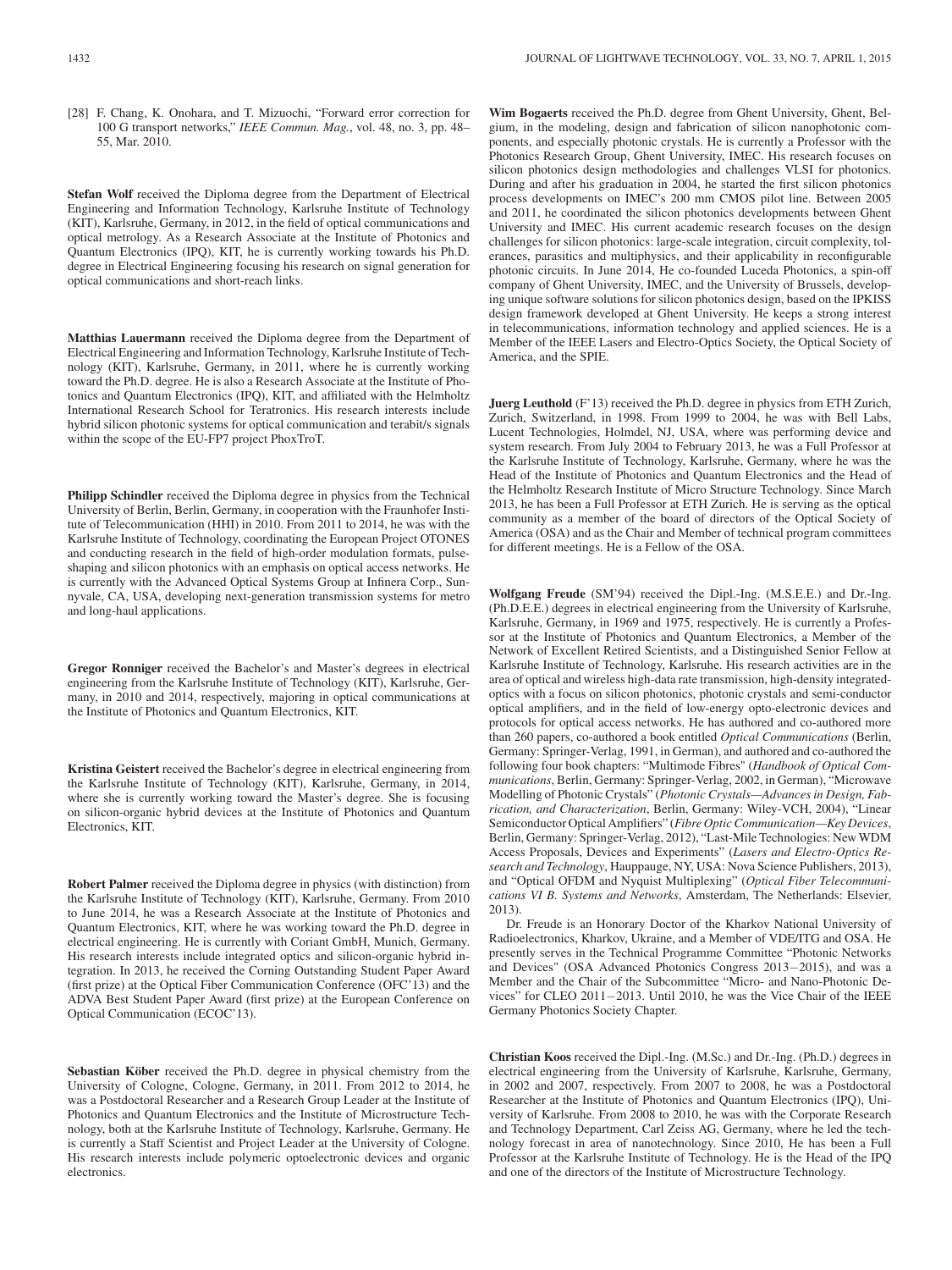[28] F. Chang, K. Onohara, and T. Mizuochi, "Forward error correction for 100 G transport networks," *IEEE Commun. Mag.*, vol. 48, no. 3, pp. 48–55, Mar. 2010.

**Stefan Wolf** received the Diploma degree from the Department of Electrical Engineering and Information Technology, Karlsruhe Institute of Technology (KIT), Karlsruhe, Germany, in 2012, in the field of optical communications and optical metrology. As a Research Associate at the Institute of Photonics and Quantum Electronics (IPQ), KIT, he is currently working towards his Ph.D. degree in Electrical Engineering focusing his research on signal generation for optical communications and short-reach links.

**Matthias Lauermann** received the Diploma degree from the Department of Electrical Engineering and Information Technology, Karlsruhe Institute of Technology (KIT), Karlsruhe, Germany, in 2011, where he is currently working toward the Ph.D. degree. He is also a Research Associate at the Institute of Photonics and Quantum Electronics (IPQ), KIT, and affiliated with the Helmholtz International Research School for Teratronics. His research interests include hybrid silicon photonic systems for optical communication and terabit/s signals within the scope of the EU-FP7 project PhoxTroT.

**Philipp Schindler** received the Diploma degree in physics from the Technical University of Berlin, Berlin, Germany, in cooperation with the Fraunhofer Institute of Telecommunication (HHI) in 2010. From 2011 to 2014, he was with the Karlsruhe Institute of Technology, coordinating the European Project OTONES and conducting research in the field of higher-order modulation formats, pulse-shaping and silicon photonics with an emphasis on optical access networks. He is currently with the Advanced Optical Systems Group at Infinera Corp., Sunnyvale, CA, USA, developing next-generation transmission systems for metro and long-haul applications.

**Gregor Ronniger** received the Bachelor's and Master's degrees in electrical engineering from the Karlsruhe Institute of Technology (KIT), Karlsruhe, Germany, in 2010 and 2014, respectively, majoring in optical communications at the Institute of Photonics and Quantum Electronics, KIT.

**Kristina Geistert** received the Bachelor's degree in electrical engineering from the Karlsruhe Institute of Technology (KIT), Karlsruhe, Germany, in 2014, where she is currently working toward the Master's degree. She is focusing on silicon-organic hybrid devices at the Institute of Photonics and Quantum Electronics, KIT.

**Robert Palmer** received the Diploma degree in physics (with distinction) from the Karlsruhe Institute of Technology (KIT), Karlsruhe, Germany. From 2010 to June 2014, he was a Research Associate at the Institute of Photonics and Quantum Electronics, KIT, where he was working toward the Ph.D. degree in electrical engineering. He is currently with Coriant GmbH, Munich, Germany. His research interests include integrated optics and silicon-organic hybrid integration. In 2013, he received the Corning Outstanding Student Paper Award (first prize) at the Optical Fiber Communication Conference (OFC'13) and the ADVA Best Student Paper Award (first prize) at the European Conference on Optical Communication (ECOC'13).

**Sebastian Köber** received the Ph.D. degree in physical chemistry from the University of Cologne, Cologne, Germany, in 2011. From 2012 to 2014, he was a Postdoctoral Researcher and a Research Group Leader at the Institute of Photonics and Quantum Electronics and the Institute of Microstructure Technology, both at the Karlsruhe Institute of Technology, Karlsruhe, Germany. He is currently a Staff Scientist and Project Leader at the University of Cologne. His research interests include polymeric optoelectronic devices and organic electronics.

**Wim Bogaerts** received the Ph.D. degree from Ghent University, Ghent, Belgium, in the modeling, design and fabrication of silicon nanophotonic components, and especially photonic crystals. He is currently a Professor with the Photonics Research Group, Ghent University, IMEC. His research focuses on silicon photonics design methodologies and challenges VLSI for photonics. During and after his graduation in 2004, he started the first silicon photonics process developments on IMEC's 200 mm CMOS pilot line. Between 2005 and 2011, he coordinated the silicon photonics developments between Ghent University and IMEC. His current academic research focuses on the design challenges for silicon photonics: large-scale integration, circuit complexity, tolerances, parasitics and multiphysics, and their applicability in reconfigurable photonic circuits. In June 2014, He co-founded Luceda Photonics, a spin-off company of Ghent University, IMEC, and the University of Brussels, developing unique software solutions for silicon photonics design, based on the IPKISS design framework developed at Ghent University. He keeps a strong interest in telecommunications, information technology and applied sciences. He is a Member of the IEEE Lasers and Electro-Optics Society, the Optical Society of America, and the SPIE.

**Juerg Leuthold** (F'13) received the Ph.D. degree in physics from ETH Zurich, Zurich, Switzerland, in 1998. From 1999 to 2004, he was with Bell Labs, Lucent Technologies, Holmdel, NJ, USA, where was performing device and system research. From July 2004 to February 2013, he was a Full Professor at the Karlsruhe Institute of Technology, Karlsruhe, Germany, where he was the Head of the Institute of Photonics and Quantum Electronics and the Head of the Helmholtz Research Institute of Micro Structure Technology. Since March 2013, he has been a Full Professor at ETH Zurich. He is serving as the optical community as a member of the board of directors of the Optical Society of America (OSA) and as the Chair and Member of technical program committees for different meetings. He is a Fellow of the OSA.

**Wolfgang Freude** (SM'94) received the Dipl.-Ing. (M.S.E.E.) and Dr.-Ing. (Ph.D.E.E.) degrees in electrical engineering from the University of Karlsruhe, Karlsruhe, Germany, in 1969 and 1975, respectively. He is currently a Professor at the Institute of Photonics and Quantum Electronics, a Member of the Network of Excellent Retired Scientists, and a Distinguished Senior Fellow at Karlsruhe Institute of Technology, Karlsruhe. His research activities are in the area of optical and wireless high-data rate transmission, high-density integrated-optics with a focus on silicon photonics, photonic crystals and semi-conductor optical amplifiers, and in the field of low-energy opto-electronic devices and protocols for optical access networks. He has authored and co-authored more than 260 papers, co-authored a book entitled *Optical Communications* (Berlin, Germany: Springer-Verlag, 1991, in German), and authored and co-authored the following four book chapters: "Multimode Fibres" (*Handbook of Optical Communications*, Berlin, Germany: Springer-Verlag, 2002, in German), "Microwave Modelling of Photonic Crystals" (*Photonic Crystals—Advances in Design, Fabrication, and Characterization*, Berlin, Germany: Wiley-VCH, 2004), "Linear Semiconductor Optical Amplifiers" (*Fibre Optic Communication—Key Devices*, Berlin, Germany: Springer-Verlag, 2012), "Last-Mile Technologies: New WDM Access Proposals, Devices and Experiments" (*Lasers and Electro-Optics Research and Technology*, Hauppauge, NY, USA: Nova Science Publishers, 2013), and "Optical OFDM and Nyquist Multiplexing" (*Optical Fiber Telecommunications VI B. Systems and Networks*, Amsterdam, The Netherlands: Elsevier, 2013).

Dr. Freude is an Honorary Doctor of the Kharkov National University of Radioelectronics, Kharkov, Ukraine, and a Member of VDE/ITG and OSA. He presently serves in the Technical Programme Committee "Photonic Networks and Devices" (OSA Advanced Photonics Congress 2013−2015), and was a Member and the Chair of the Subcommittee "Micro- and Nano-Photonic Devices" for CLEO 2011−2013. Until 2010, he was the Vice Chair of the IEEE Germany Photonics Society Chapter.

**Christian Koos** received the Dipl.-Ing. (M.Sc.) and Dr.-Ing. (Ph.D.) degrees in electrical engineering from the University of Karlsruhe, Karlsruhe, Germany, in 2002 and 2007, respectively. From 2007 to 2008, he was a Postdoctoral Researcher at the Institute of Photonics and Quantum Electronics (IPQ), University of Karlsruhe. From 2008 to 2010, he was with the Corporate Research and Technology Department, Carl Zeiss AG, Germany, where he led the technology forecast in area of nanotechnology. Since 2010, He has been a Full Professor at the Karlsruhe Institute of Technology. He is the Head of the IPQ and one of the directors of the Institute of Microstructure Technology.